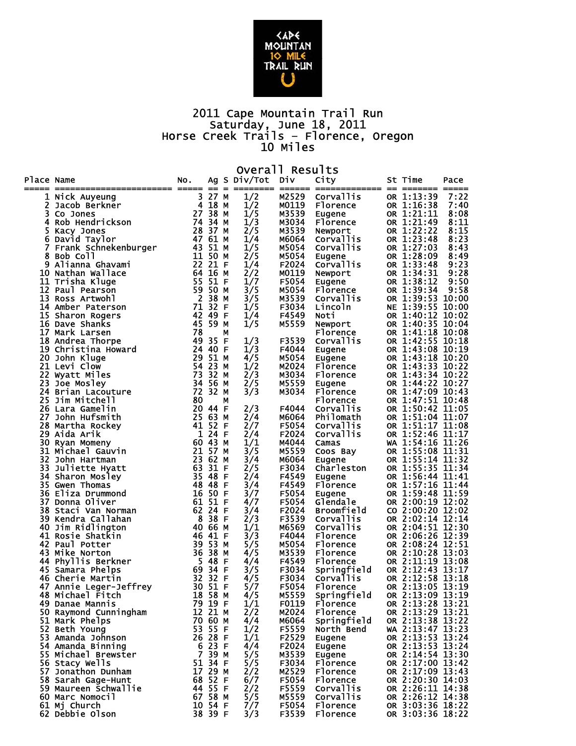# 2011 Cape Mountain Trail Run

Saturday, June 18, 2011
Horse Creek Trails - Florence, Oregon
10 Miles

## Overall Results

| Place | Name | No. | Ag | S | Div/Tot | Div | City | St | Time | Pace |
|---|---|---|---|---|---|---|---|---|---|---|
| 1 | Nick Auyeung | 3 | 27 | M | 1/2 | M2529 | Corvallis | OR | 1:13:39 | 7:22 |
| 2 | Jacob Berkner | 4 | 18 | M | 1/2 | M0119 | Florence | OR | 1:16:38 | 7:40 |
| 3 | Co Jones | 27 | 38 | M | 1/5 | M3539 | Eugene | OR | 1:21:11 | 8:08 |
| 4 | Rob Hendrickson | 74 | 34 | M | 1/3 | M3034 | Florence | OR | 1:21:49 | 8:11 |
| 5 | Kacy Jones | 28 | 37 | M | 2/5 | M3539 | Newport | OR | 1:22:22 | 8:15 |
| 6 | David Taylor | 47 | 61 | M | 1/4 | M6064 | Corvallis | OR | 1:23:48 | 8:23 |
| 7 | Frank Schnekenburger | 43 | 51 | M | 1/5 | M5054 | Corvallis | OR | 1:27:03 | 8:43 |
| 8 | Bob Coll | 11 | 50 | M | 2/5 | M5054 | Eugene | OR | 1:28:09 | 8:49 |
| 9 | Alianna Ghavami | 22 | 21 | F | 1/4 | F2024 | Corvallis | OR | 1:33:48 | 9:23 |
| 10 | Nathan Wallace | 64 | 16 | M | 2/2 | M0119 | Newport | OR | 1:34:31 | 9:28 |
| 11 | Trisha Kluge | 55 | 51 | F | 1/7 | F5054 | Eugene | OR | 1:38:12 | 9:50 |
| 12 | Paul Pearson | 59 | 50 | M | 3/5 | M5054 | Florence | OR | 1:39:34 | 9:58 |
| 13 | Ross Artwohl | 2 | 38 | M | 3/5 | M3539 | Corvallis | OR | 1:39:53 | 10:00 |
| 14 | Amber Paterson | 71 | 32 | F | 1/5 | F3034 | Lincoln | NE | 1:39:55 | 10:00 |
| 15 | Sharon Rogers | 42 | 49 | F | 1/4 | F4549 | Noti | OR | 1:40:12 | 10:02 |
| 16 | Dave Shanks | 45 | 59 | M | 1/5 | M5559 | Newport | OR | 1:40:35 | 10:04 |
| 17 | Mark Larsen | 78 | | M | | | Florence | OR | 1:41:18 | 10:08 |
| 18 | Andrea Thorpe | 49 | 35 | F | 1/3 | F3539 | Corvallis | OR | 1:42:55 | 10:18 |
| 19 | Christina Howard | 24 | 40 | F | 1/3 | F4044 | Eugene | OR | 1:43:08 | 10:19 |
| 20 | John Kluge | 29 | 51 | M | 4/5 | M5054 | Eugene | OR | 1:43:18 | 10:20 |
| 21 | Levi Clow | 54 | 23 | M | 1/2 | M2024 | Florence | OR | 1:43:33 | 10:22 |
| 22 | Wyatt Miles | 73 | 32 | M | 2/3 | M3034 | Florence | OR | 1:43:34 | 10:22 |
| 23 | Joe Mosley | 34 | 56 | M | 2/5 | M5559 | Eugene | OR | 1:44:22 | 10:27 |
| 24 | Brian Lacouture | 72 | 32 | M | 3/3 | M3034 | Florence | OR | 1:47:09 | 10:43 |
| 25 | Jim Mitchell | 80 | | M | | | Florence | OR | 1:47:51 | 10:48 |
| 26 | Lara Gamelin | 20 | 44 | F | 2/3 | F4044 | Corvallis | OR | 1:50:42 | 11:05 |
| 27 | John Hufsmith | 25 | 63 | M | 2/4 | M6064 | Philomath | OR | 1:51:04 | 11:07 |
| 28 | Martha Rockey | 41 | 52 | F | 2/7 | F5054 | Corvallis | OR | 1:51:17 | 11:08 |
| 29 | Aida Arik | 1 | 24 | F | 2/4 | F2024 | Corvallis | OR | 1:52:46 | 11:17 |
| 30 | Ryan Momeny | 60 | 43 | M | 1/1 | M4044 | Camas | WA | 1:54:16 | 11:26 |
| 31 | Michael Gauvin | 21 | 57 | M | 3/5 | M5559 | Coos Bay | OR | 1:55:08 | 11:31 |
| 32 | John Hartman | 23 | 62 | M | 3/4 | M6064 | Eugene | OR | 1:55:14 | 11:32 |
| 33 | Juliette Hyatt | 63 | 31 | F | 2/5 | F3034 | Charleston | OR | 1:55:35 | 11:34 |
| 34 | Sharon Mosley | 35 | 48 | F | 2/4 | F4549 | Eugene | OR | 1:56:44 | 11:41 |
| 35 | Gwen Thomas | 48 | 48 | F | 3/4 | F4549 | Florence | OR | 1:57:16 | 11:44 |
| 36 | Eliza Drummond | 16 | 50 | F | 3/7 | F5054 | Eugene | OR | 1:59:48 | 11:59 |
| 37 | Donna Oliver | 61 | 51 | F | 4/7 | F5054 | Glendale | OR | 2:00:19 | 12:02 |
| 38 | Staci Van Norman | 62 | 24 | F | 3/4 | F2024 | Broomfield | CO | 2:00:20 | 12:02 |
| 39 | Kendra Callahan | 8 | 38 | F | 2/3 | F3539 | Corvallis | OR | 2:02:14 | 12:14 |
| 40 | Jim Ridlington | 40 | 66 | M | 1/1 | M6569 | Corvallis | OR | 2:04:51 | 12:30 |
| 41 | Rosie Shatkin | 46 | 41 | F | 3/3 | F4044 | Florence | OR | 2:06:26 | 12:39 |
| 42 | Paul Potter | 39 | 53 | M | 5/5 | M5054 | Florence | OR | 2:08:24 | 12:51 |
| 43 | Mike Norton | 36 | 38 | M | 4/5 | M3539 | Florence | OR | 2:10:28 | 13:03 |
| 44 | Phyllis Berkner | 5 | 48 | F | 4/4 | F4549 | Florence | OR | 2:11:19 | 13:08 |
| 45 | Samara Phelps | 69 | 34 | F | 3/5 | F3034 | Springfield | OR | 2:12:43 | 13:17 |
| 46 | Cherie Martin | 32 | 32 | F | 4/5 | F3034 | Corvallis | OR | 2:12:58 | 13:18 |
| 47 | Annie Leger-Jeffrey | 30 | 51 | F | 5/7 | F5054 | Florence | OR | 2:13:05 | 13:19 |
| 48 | Michael Fitch | 18 | 58 | M | 4/5 | M5559 | Springfield | OR | 2:13:09 | 13:19 |
| 49 | Danae Mannis | 79 | 19 | F | 1/1 | F0119 | Florence | OR | 2:13:28 | 13:21 |
| 50 | Raymond Cunningham | 12 | 21 | M | 2/2 | M2024 | Florence | OR | 2:13:29 | 13:21 |
| 51 | Mark Phelps | 70 | 60 | M | 4/4 | M6064 | Springfield | OR | 2:13:38 | 13:22 |
| 52 | Beth Young | 53 | 55 | F | 1/2 | F5559 | North Bend | WA | 2:13:47 | 13:23 |
| 53 | Amanda Johnson | 26 | 28 | F | 1/1 | F2529 | Eugene | OR | 2:13:53 | 13:24 |
| 54 | Amanda Binning | 6 | 23 | F | 4/4 | F2024 | Eugene | OR | 2:13:53 | 13:24 |
| 55 | Michael Brewster | 7 | 39 | M | 5/5 | M3539 | Eugene | OR | 2:14:54 | 13:30 |
| 56 | Stacy Wells | 51 | 34 | F | 5/5 | F3034 | Florence | OR | 2:17:00 | 13:42 |
| 57 | Jonathon Dunham | 17 | 29 | M | 2/2 | M2529 | Florence | OR | 2:17:09 | 13:43 |
| 58 | Sarah Gage-Hunt | 68 | 52 | F | 6/7 | F5054 | Florence | OR | 2:20:30 | 14:03 |
| 59 | Maureen Schwallie | 44 | 55 | F | 2/2 | F5559 | Corvallis | OR | 2:26:11 | 14:38 |
| 60 | Marc Nomocil | 67 | 58 | M | 5/5 | M5559 | Corvallis | OR | 2:26:12 | 14:38 |
| 61 | Mj Church | 10 | 54 | F | 7/7 | F5054 | Florence | OR | 3:03:36 | 18:22 |
| 62 | Debbie Olson | 38 | 39 | F | 3/3 | F3539 | Florence | OR | 3:03:36 | 18:22 |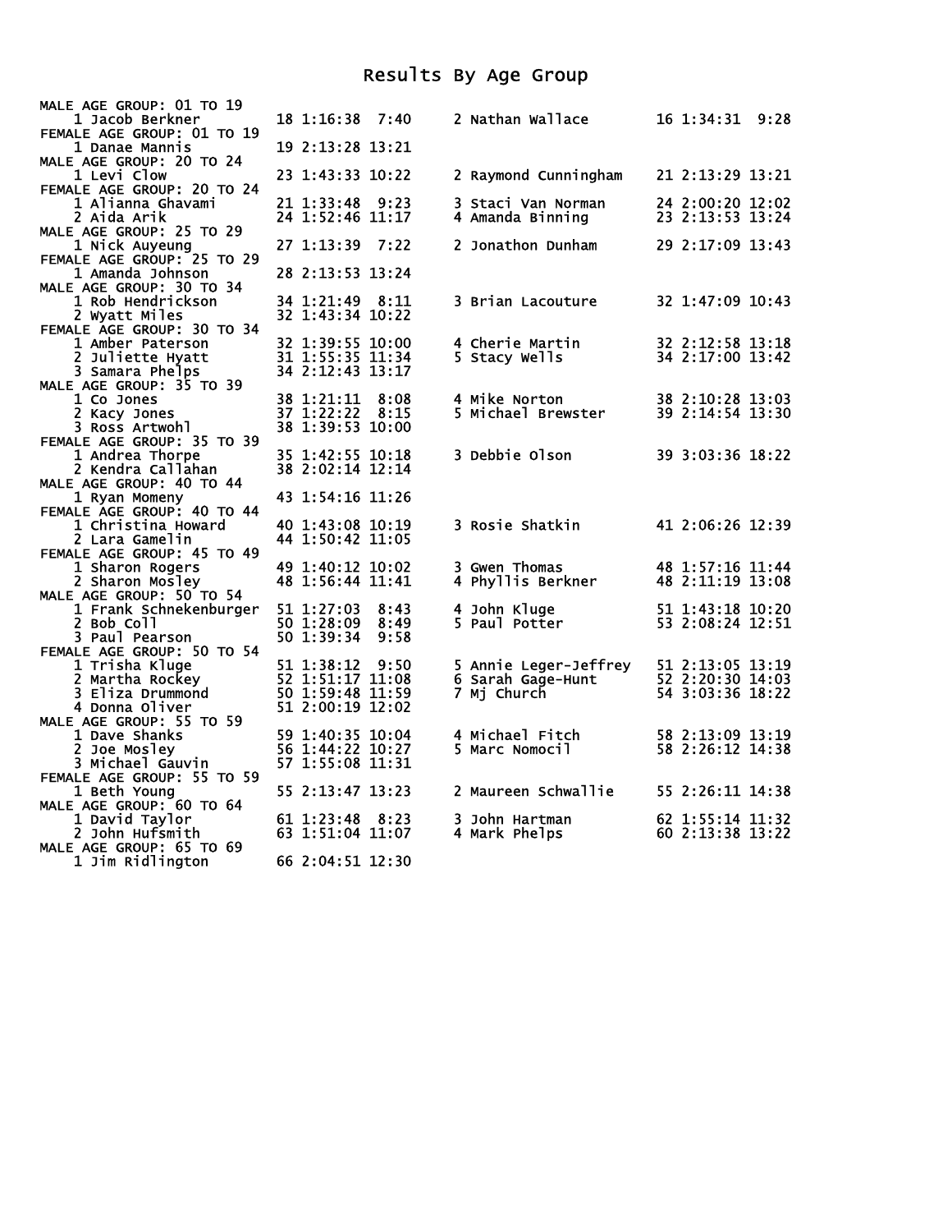# Results By Age Group

MALE AGE GROUP: 01 TO 19

| | | | | |
|---|---|---|---|---|
| 1 | Jacob Berkner | 18 | 1:16:38 | 7:40 |
| 2 | Nathan Wallace | 16 | 1:34:31 | 9:28 |

FEMALE AGE GROUP: 01 TO 19

| | | | | |
|---|---|---|---|---|
| 1 | Danae Mannis | 19 | 2:13:28 | 13:21 |

MALE AGE GROUP: 20 TO 24

| | | | | |
|---|---|---|---|---|
| 1 | Levi Clow | 23 | 1:43:33 | 10:22 |
| 2 | Raymond Cunningham | 21 | 2:13:29 | 13:21 |

FEMALE AGE GROUP: 20 TO 24

| | | | | |
|---|---|---|---|---|
| 1 | Alianna Ghavami | 21 | 1:33:48 | 9:23 |
| 2 | Aida Arik | 24 | 1:52:46 | 11:17 |
| 3 | Staci Van Norman | 24 | 2:00:20 | 12:02 |
| 4 | Amanda Binning | 23 | 2:13:53 | 13:24 |

MALE AGE GROUP: 25 TO 29

| | | | | |
|---|---|---|---|---|
| 1 | Nick Auyeung | 27 | 1:13:39 | 7:22 |
| 2 | Jonathon Dunham | 29 | 2:17:09 | 13:43 |

FEMALE AGE GROUP: 25 TO 29

| | | | | |
|---|---|---|---|---|
| 1 | Amanda Johnson | 28 | 2:13:53 | 13:24 |

MALE AGE GROUP: 30 TO 34

| | | | | |
|---|---|---|---|---|
| 1 | Rob Hendrickson | 34 | 1:21:49 | 8:11 |
| 2 | Wyatt Miles | 32 | 1:43:34 | 10:22 |
| 3 | Brian Lacouture | 32 | 1:47:09 | 10:43 |

FEMALE AGE GROUP: 30 TO 34

| | | | | |
|---|---|---|---|---|
| 1 | Amber Paterson | 32 | 1:39:55 | 10:00 |
| 2 | Juliette Hyatt | 31 | 1:55:35 | 11:34 |
| 3 | Samara Phelps | 34 | 2:12:43 | 13:17 |
| 4 | Cherie Martin | 32 | 2:12:58 | 13:18 |
| 5 | Stacy Wells | 34 | 2:17:00 | 13:42 |

MALE AGE GROUP: 35 TO 39

| | | | | |
|---|---|---|---|---|
| 1 | Co Jones | 38 | 1:21:11 | 8:08 |
| 2 | Kacy Jones | 37 | 1:22:22 | 8:15 |
| 3 | Ross Artwohl | 38 | 1:39:53 | 10:00 |
| 4 | Mike Norton | 38 | 2:10:28 | 13:03 |
| 5 | Michael Brewster | 39 | 2:14:54 | 13:30 |

FEMALE AGE GROUP: 35 TO 39

| | | | | |
|---|---|---|---|---|
| 1 | Andrea Thorpe | 35 | 1:42:55 | 10:18 |
| 2 | Kendra Callahan | 38 | 2:02:14 | 12:14 |
| 3 | Debbie Olson | 39 | 3:03:36 | 18:22 |

MALE AGE GROUP: 40 TO 44

| | | | | |
|---|---|---|---|---|
| 1 | Ryan Momeny | 43 | 1:54:16 | 11:26 |

FEMALE AGE GROUP: 40 TO 44

| | | | | |
|---|---|---|---|---|
| 1 | Christina Howard | 40 | 1:43:08 | 10:19 |
| 2 | Lara Gamelin | 44 | 1:50:42 | 11:05 |
| 3 | Rosie Shatkin | 41 | 2:06:26 | 12:39 |

FEMALE AGE GROUP: 45 TO 49

| | | | | |
|---|---|---|---|---|
| 1 | Sharon Rogers | 49 | 1:40:12 | 10:02 |
| 2 | Sharon Mosley | 48 | 1:56:44 | 11:41 |
| 3 | Gwen Thomas | 48 | 1:57:16 | 11:44 |
| 4 | Phyllis Berkner | 48 | 2:11:19 | 13:08 |

MALE AGE GROUP: 50 TO 54

| | | | | |
|---|---|---|---|---|
| 1 | Frank Schnekenburger | 51 | 1:27:03 | 8:43 |
| 2 | Bob Coll | 50 | 1:28:09 | 8:49 |
| 3 | Paul Pearson | 50 | 1:39:34 | 9:58 |
| 4 | John Kluge | 51 | 1:43:18 | 10:20 |
| 5 | Paul Potter | 53 | 2:08:24 | 12:51 |

FEMALE AGE GROUP: 50 TO 54

| | | | | |
|---|---|---|---|---|
| 1 | Trisha Kluge | 51 | 1:38:12 | 9:50 |
| 2 | Martha Rockey | 52 | 1:51:17 | 11:08 |
| 3 | Eliza Drummond | 50 | 1:59:48 | 11:59 |
| 4 | Donna Oliver | 51 | 2:00:19 | 12:02 |
| 5 | Annie Leger-Jeffrey | 51 | 2:13:05 | 13:19 |
| 6 | Sarah Gage-Hunt | 52 | 2:20:30 | 14:03 |
| 7 | Mj Church | 54 | 3:03:36 | 18:22 |

MALE AGE GROUP: 55 TO 59

| | | | | |
|---|---|---|---|---|
| 1 | Dave Shanks | 59 | 1:40:35 | 10:04 |
| 2 | Joe Mosley | 56 | 1:44:22 | 10:27 |
| 3 | Michael Gauvin | 57 | 1:55:08 | 11:31 |
| 4 | Michael Fitch | 58 | 2:13:09 | 13:19 |
| 5 | Marc Nomocil | 58 | 2:26:12 | 14:38 |

FEMALE AGE GROUP: 55 TO 59

| | | | | |
|---|---|---|---|---|
| 1 | Beth Young | 55 | 2:13:47 | 13:23 |
| 2 | Maureen Schwallie | 55 | 2:26:11 | 14:38 |

MALE AGE GROUP: 60 TO 64

| | | | | |
|---|---|---|---|---|
| 1 | David Taylor | 61 | 1:23:48 | 8:23 |
| 2 | John Hufsmith | 63 | 1:51:04 | 11:07 |
| 3 | John Hartman | 62 | 1:55:14 | 11:32 |
| 4 | Mark Phelps | 60 | 2:13:38 | 13:22 |

MALE AGE GROUP: 65 TO 69

| | | | | |
|---|---|---|---|---|
| 1 | Jim Ridlington | 66 | 2:04:51 | 12:30 |